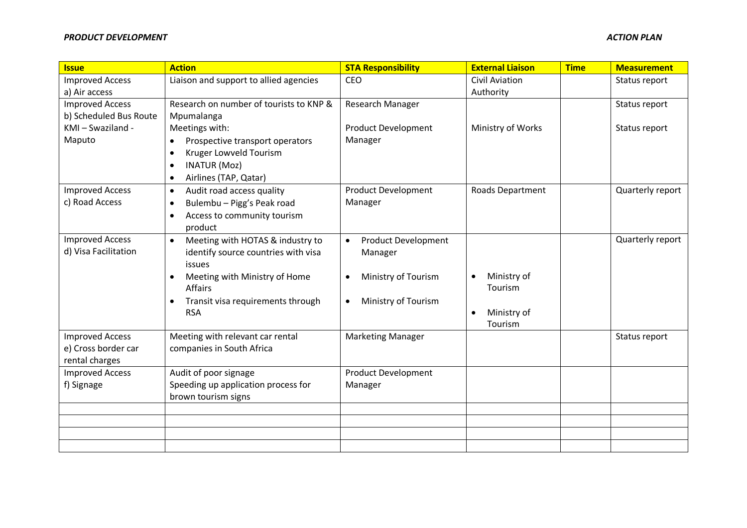***PRODUCT DEVELOPMENT*** ***ACTION PLAN***

| Issue | Action | STA Responsibility | External Liaison | Time | Measurement |
|---|---|---|---|---|---|
| Improved Access<br>a) Air access | Liaison and support to allied agencies | CEO | Civil Aviation Authority | | Status report |
| Improved Access<br>b) Scheduled Bus Route KMI – Swaziland - Maputo | Research on number of tourists to KNP & Mpumalanga<br>Meetings with:<br>• Prospective transport operators<br>• Kruger Lowveld Tourism<br>• INATUR (Moz)<br>• Airlines (TAP, Qatar) | Research Manager<br><br>Product Development Manager | <br><br>Ministry of Works | | Status report<br><br>Status report |
| Improved Access<br>c) Road Access | • Audit road access quality<br>• Bulembu – Pigg's Peak road<br>• Access to community tourism product | Product Development Manager | Roads Department | | Quarterly report |
| Improved Access<br>d) Visa Facilitation | • Meeting with HOTAS & industry to identify source countries with visa issues<br>• Meeting with Ministry of Home Affairs<br>• Transit visa requirements through RSA | • Product Development Manager<br>• Ministry of Tourism<br>• Ministry of Tourism | • Ministry of Tourism<br>• Ministry of Tourism | | Quarterly report |
| Improved Access<br>e) Cross border car rental charges | Meeting with relevant car rental companies in South Africa | Marketing Manager | | | Status report |
| Improved Access<br>f) Signage | Audit of poor signage<br>Speeding up application process for brown tourism signs | Product Development Manager | | | |
| | | | | | |
| | | | | | |
| | | | | | |
| | | | | | |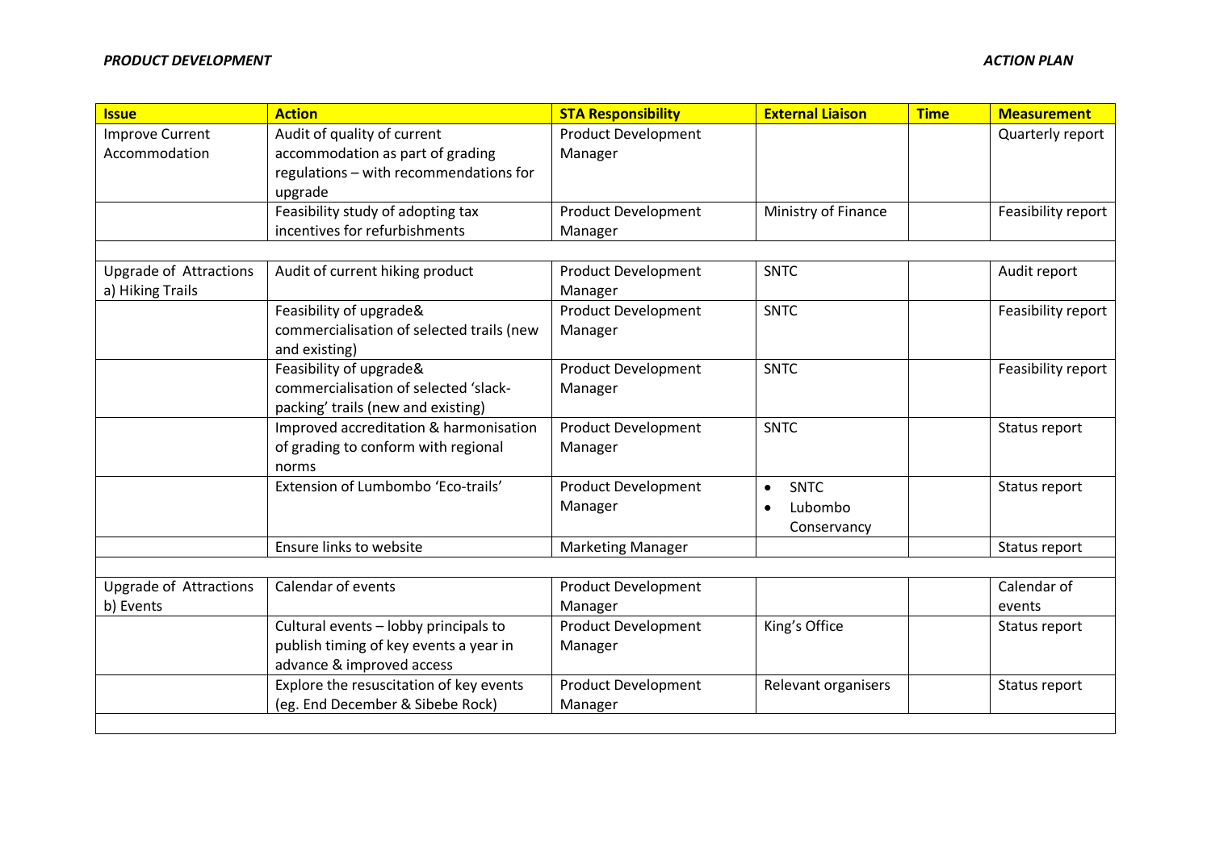*PRODUCT DEVELOPMENT* *ACTION PLAN*

| Issue | Action | STA Responsibility | External Liaison | Time | Measurement |
|---|---|---|---|---|---|
| Improve Current Accommodation | Audit of quality of current accommodation as part of grading regulations – with recommendations for upgrade | Product Development Manager | | | Quarterly report |
| | Feasibility study of adopting tax incentives for refurbishments | Product Development Manager | Ministry of Finance | | Feasibility report |
| | | | | | |
| Upgrade of Attractions a) Hiking Trails | Audit of current hiking product | Product Development Manager | SNTC | | Audit report |
| | Feasibility of upgrade& commercialisation of selected trails (new and existing) | Product Development Manager | SNTC | | Feasibility report |
| | Feasibility of upgrade& commercialisation of selected 'slack-packing' trails (new and existing) | Product Development Manager | SNTC | | Feasibility report |
| | Improved accreditation & harmonisation of grading to conform with regional norms | Product Development Manager | SNTC | | Status report |
| | Extension of Lumbombo 'Eco-trails' | Product Development Manager | • SNTC<br>• Lubombo Conservancy | | Status report |
| | Ensure links to website | Marketing Manager | | | Status report |
| | | | | | |
| Upgrade of Attractions b) Events | Calendar of events | Product Development Manager | | | Calendar of events |
| | Cultural events – lobby principals to publish timing of key events a year in advance & improved access | Product Development Manager | King's Office | | Status report |
| | Explore the resuscitation of key events (eg. End December & Sibebe Rock) | Product Development Manager | Relevant organisers | | Status report |
| | | | | | |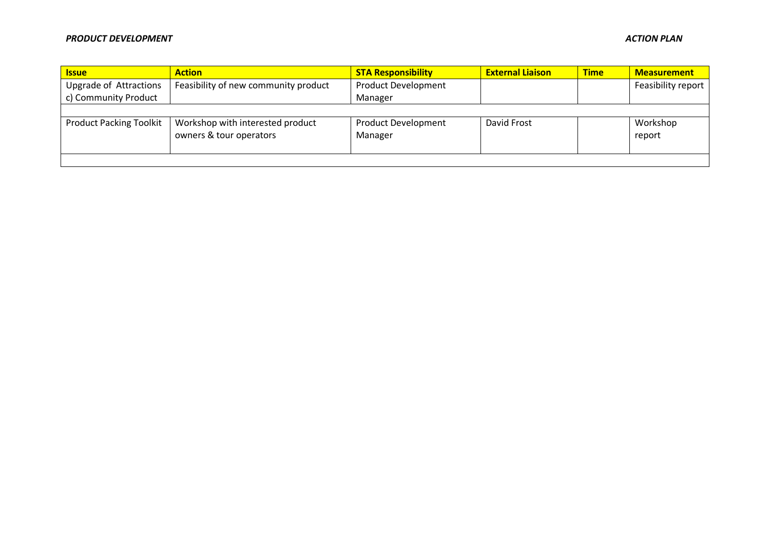*PRODUCT DEVELOPMENT* *ACTION PLAN*

| Issue | Action | STA Responsibility | External Liaison | Time | Measurement |
|---|---|---|---|---|---|
| Upgrade of Attractions c) Community Product | Feasibility of new community product | Product Development Manager | | | Feasibility report |
| | | | | | |
| Product Packing Toolkit | Workshop with interested product owners & tour operators | Product Development Manager | David Frost | | Workshop report |
| | | | | | |